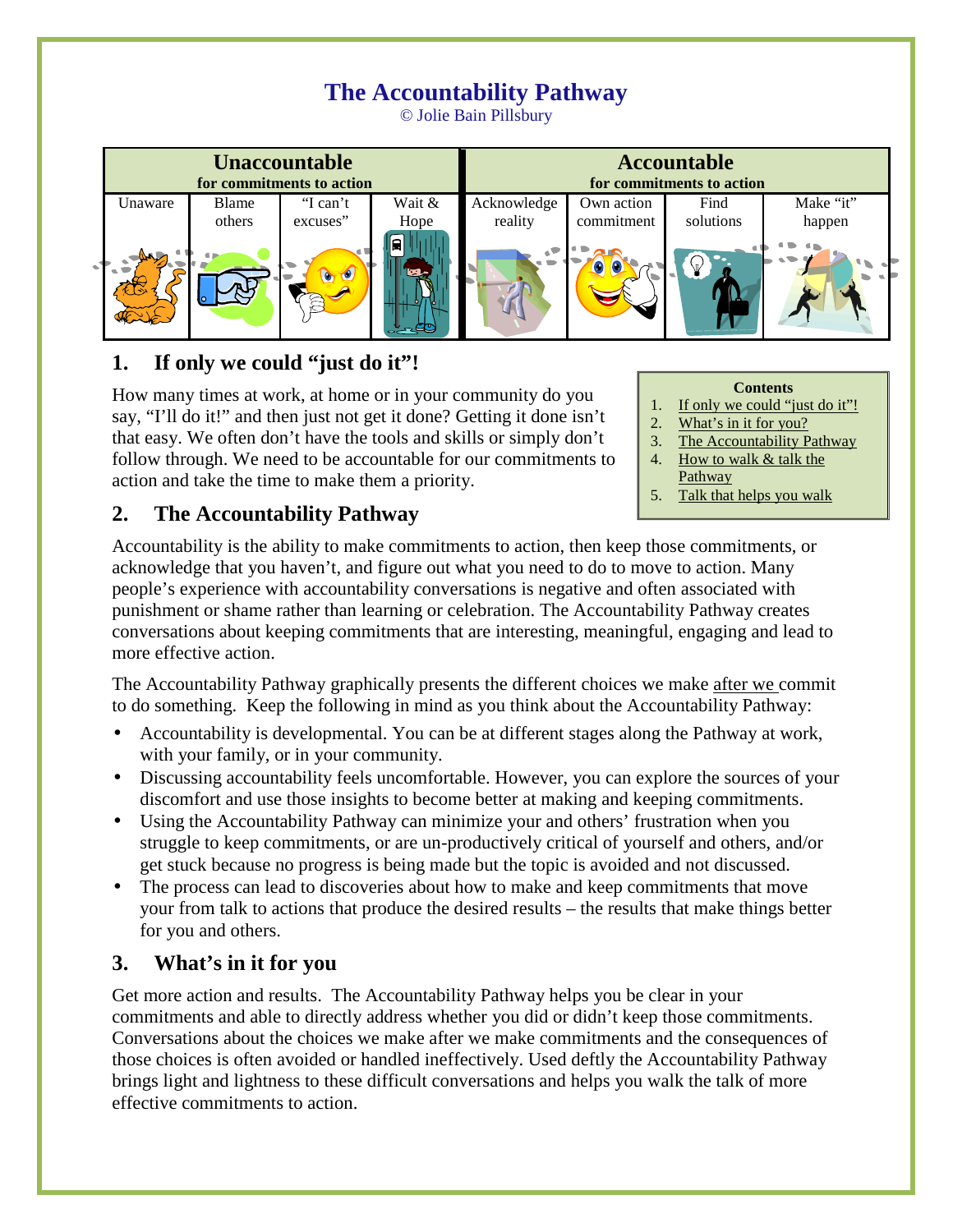# The Accountability Pathway

© Jolie Bain Pillsbury

| Unaccountable for commitments to action | | | | Accountable for commitments to action | | | |
|---|---|---|---|---|---|---|---|
| Unaware | Blame others | "I can't excuses" | Wait & Hope | Acknowledge reality | Own action commitment | Find solutions | Make "it" happen |

## 1. If only we could "just do it"!

How many times at work, at home or in your community do you say, "I'll do it!" and then just not get it done? Getting it done isn't that easy. We often don't have the tools and skills or simply don't follow through. We need to be accountable for our commitments to action and take the time to make them a priority.

**Contents**

1. If only we could "just do it"!
2. What's in it for you?
3. The Accountability Pathway
4. How to walk & talk the Pathway
5. Talk that helps you walk

## 2. The Accountability Pathway

Accountability is the ability to make commitments to action, then keep those commitments, or acknowledge that you haven't, and figure out what you need to do to move to action. Many people's experience with accountability conversations is negative and often associated with punishment or shame rather than learning or celebration. The Accountability Pathway creates conversations about keeping commitments that are interesting, meaningful, engaging and lead to more effective action.

The Accountability Pathway graphically presents the different choices we make after we commit to do something. Keep the following in mind as you think about the Accountability Pathway:

- Accountability is developmental. You can be at different stages along the Pathway at work, with your family, or in your community.
- Discussing accountability feels uncomfortable. However, you can explore the sources of your discomfort and use those insights to become better at making and keeping commitments.
- Using the Accountability Pathway can minimize your and others' frustration when you struggle to keep commitments, or are un-productively critical of yourself and others, and/or get stuck because no progress is being made but the topic is avoided and not discussed.
- The process can lead to discoveries about how to make and keep commitments that move your from talk to actions that produce the desired results – the results that make things better for you and others.

## 3. What's in it for you

Get more action and results. The Accountability Pathway helps you be clear in your commitments and able to directly address whether you did or didn't keep those commitments. Conversations about the choices we make after we make commitments and the consequences of those choices is often avoided or handled ineffectively. Used deftly the Accountability Pathway brings light and lightness to these difficult conversations and helps you walk the talk of more effective commitments to action.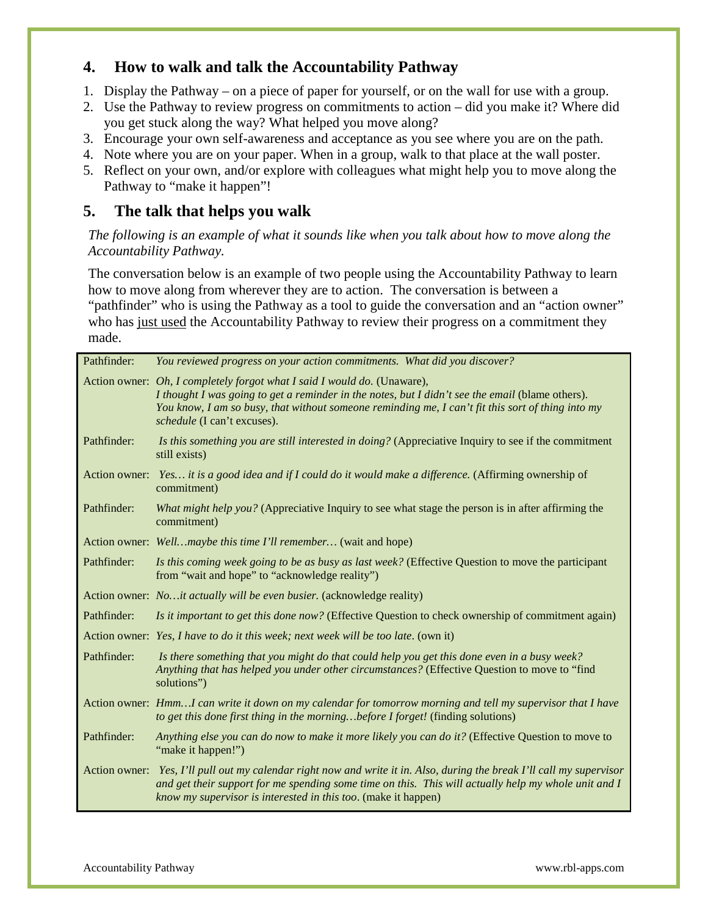## 4. How to walk and talk the Accountability Pathway

1. Display the Pathway – on a piece of paper for yourself, or on the wall for use with a group.
2. Use the Pathway to review progress on commitments to action – did you make it? Where did you get stuck along the way? What helped you move along?
3. Encourage your own self-awareness and acceptance as you see where you are on the path.
4. Note where you are on your paper. When in a group, walk to that place at the wall poster.
5. Reflect on your own, and/or explore with colleagues what might help you to move along the Pathway to "make it happen"!

## 5. The talk that helps you walk

*The following is an example of what it sounds like when you talk about how to move along the Accountability Pathway.*

The conversation below is an example of two people using the Accountability Pathway to learn how to move along from wherever they are to action. The conversation is between a "pathfinder" who is using the Pathway as a tool to guide the conversation and an "action owner" who has just used the Accountability Pathway to review their progress on a commitment they made.

| | |
|---|---|
| Pathfinder: | *You reviewed progress on your action commitments. What did you discover?* |
| Action owner: | *Oh, I completely forgot what I said I would do.* (Unaware), *I thought I was going to get a reminder in the notes, but I didn't see the email* (blame others). *You know, I am so busy, that without someone reminding me, I can't fit this sort of thing into my schedule* (I can't excuses). |
| Pathfinder: | *Is this something you are still interested in doing?* (Appreciative Inquiry to see if the commitment still exists) |
| Action owner: | *Yes… it is a good idea and if I could do it would make a difference.* (Affirming ownership of commitment) |
| Pathfinder: | *What might help you?* (Appreciative Inquiry to see what stage the person is in after affirming the commitment) |
| Action owner: | *Well…maybe this time I'll remember…* (wait and hope) |
| Pathfinder: | *Is this coming week going to be as busy as last week?* (Effective Question to move the participant from "wait and hope" to "acknowledge reality") |
| Action owner: | *No…it actually will be even busier.* (acknowledge reality) |
| Pathfinder: | *Is it important to get this done now?* (Effective Question to check ownership of commitment again) |
| Action owner: | *Yes, I have to do it this week; next week will be too late*. (own it) |
| Pathfinder: | *Is there something that you might do that could help you get this done even in a busy week? Anything that has helped you under other circumstances?* (Effective Question to move to "find solutions") |
| Action owner: | *Hmm…I can write it down on my calendar for tomorrow morning and tell my supervisor that I have to get this done first thing in the morning…before I forget!* (finding solutions) |
| Pathfinder: | *Anything else you can do now to make it more likely you can do it?* (Effective Question to move to "make it happen!") |
| Action owner: | *Yes, I'll pull out my calendar right now and write it in. Also, during the break I'll call my supervisor and get their support for me spending some time on this. This will actually help my whole unit and I know my supervisor is interested in this too*. (make it happen) |